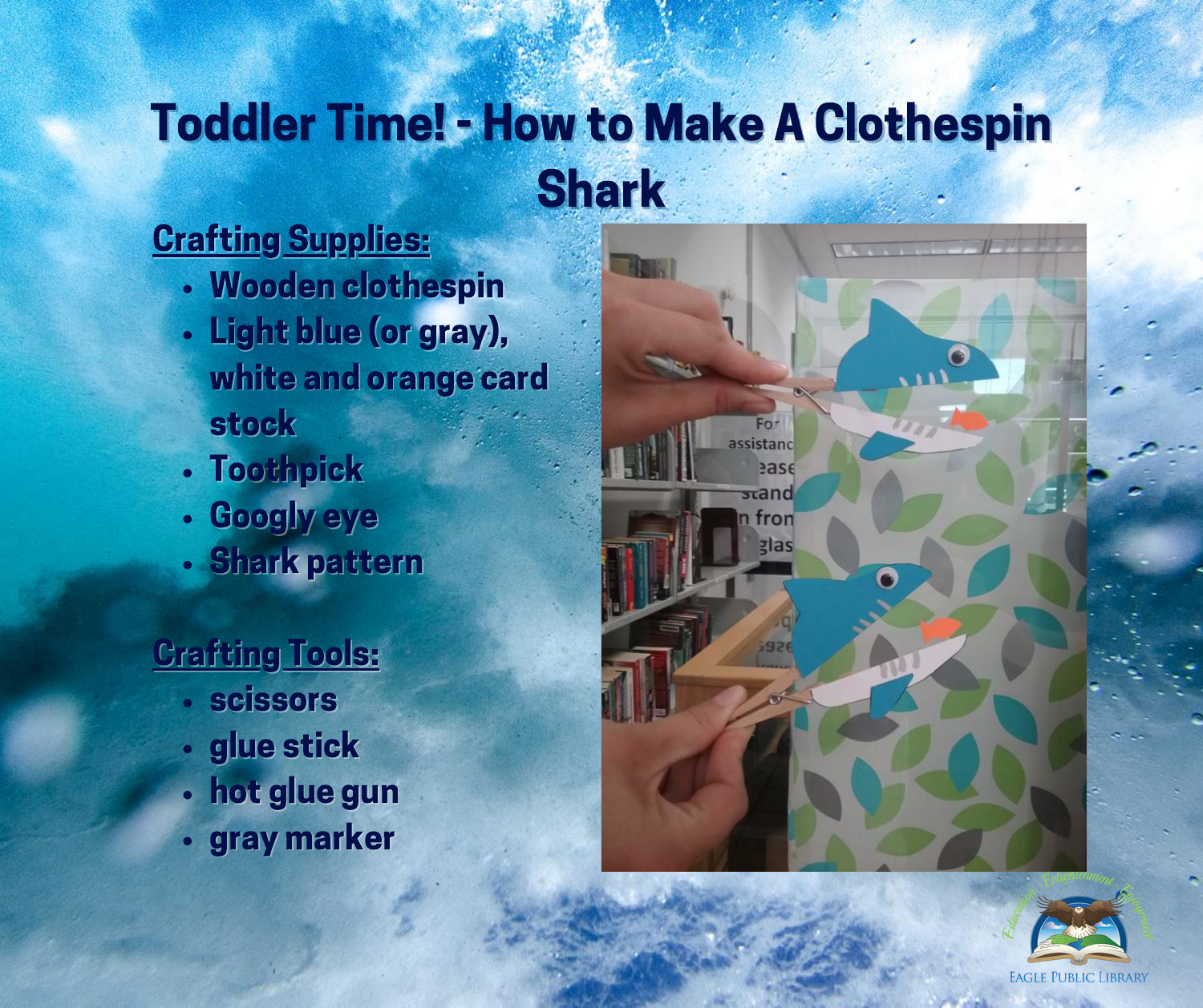# Toddler Time! - How to Make A Clothespin Shark

**Crafting Supplies:**

- Wooden clothespin
- Light blue (or gray), white and orange card stock
- Toothpick
- Googly eye
- Shark pattern

**Crafting Tools:**

- scissors
- glue stick
- hot glue gun
- gray marker

Eagle Public Library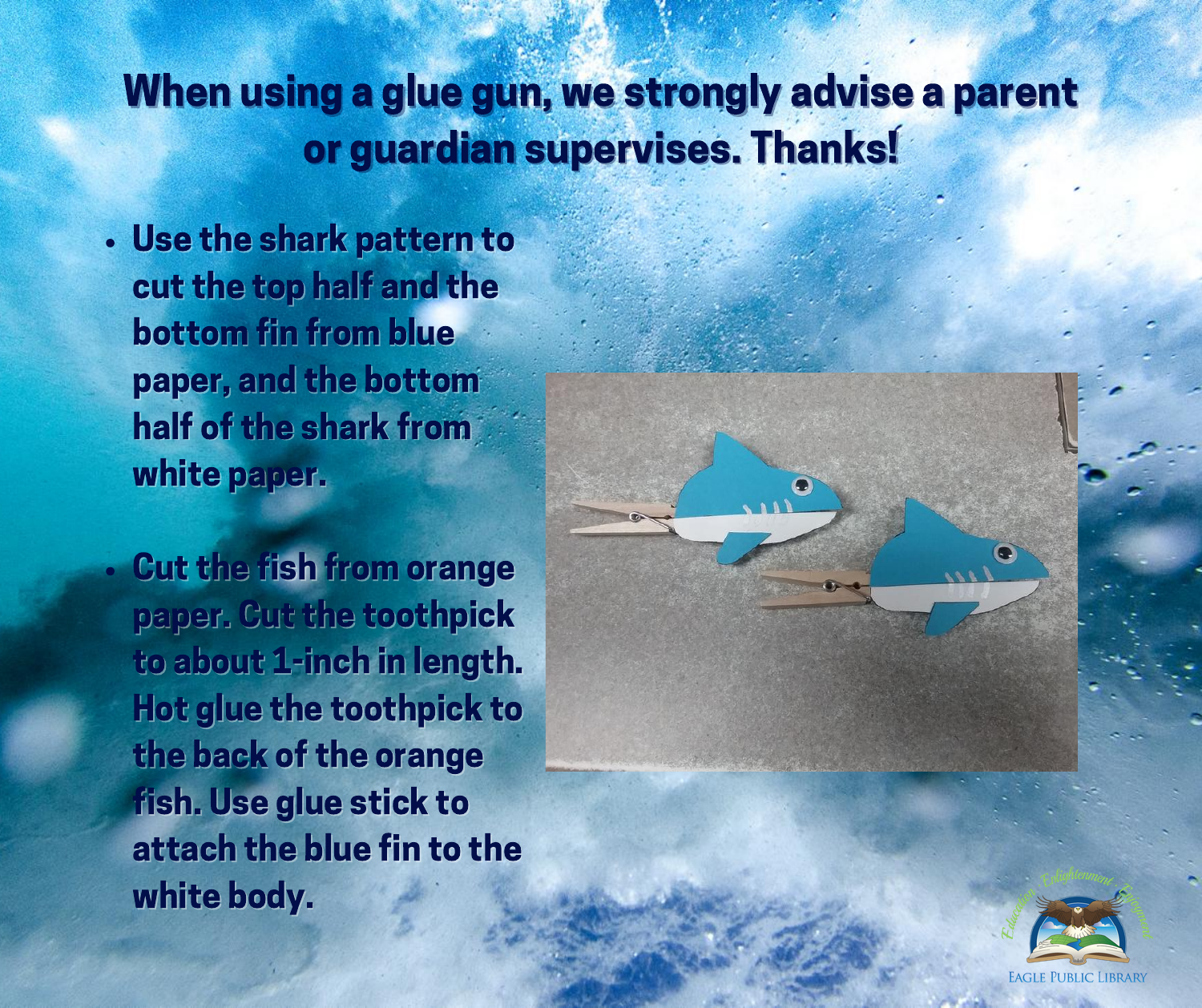# When using a glue gun, we strongly advise a parent or guardian supervises. Thanks!

- Use the shark pattern to cut the top half and the bottom fin from blue paper, and the bottom half of the shark from white paper.

- Cut the fish from orange paper. Cut the toothpick to about 1-inch in length. Hot glue the toothpick to the back of the orange fish. Use glue stick to attach the blue fin to the white body.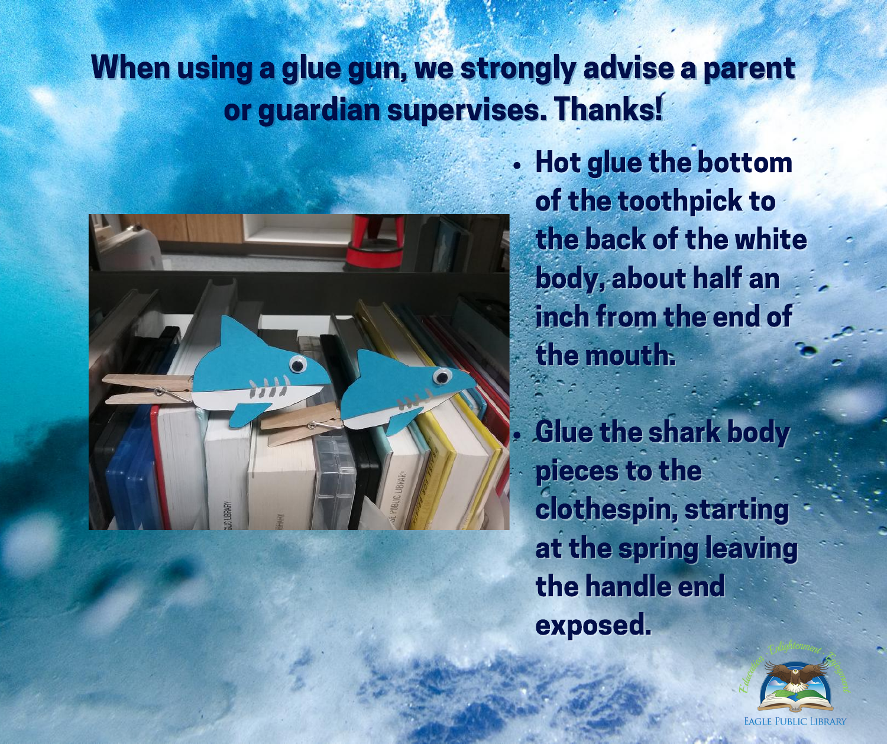When using a glue gun, we strongly advise a parent or guardian supervises. Thanks!

- Hot glue the bottom of the toothpick to the back of the white body, about half an inch from the end of the mouth.
- Glue the shark body pieces to the clothespin, starting at the spring leaving the handle end exposed.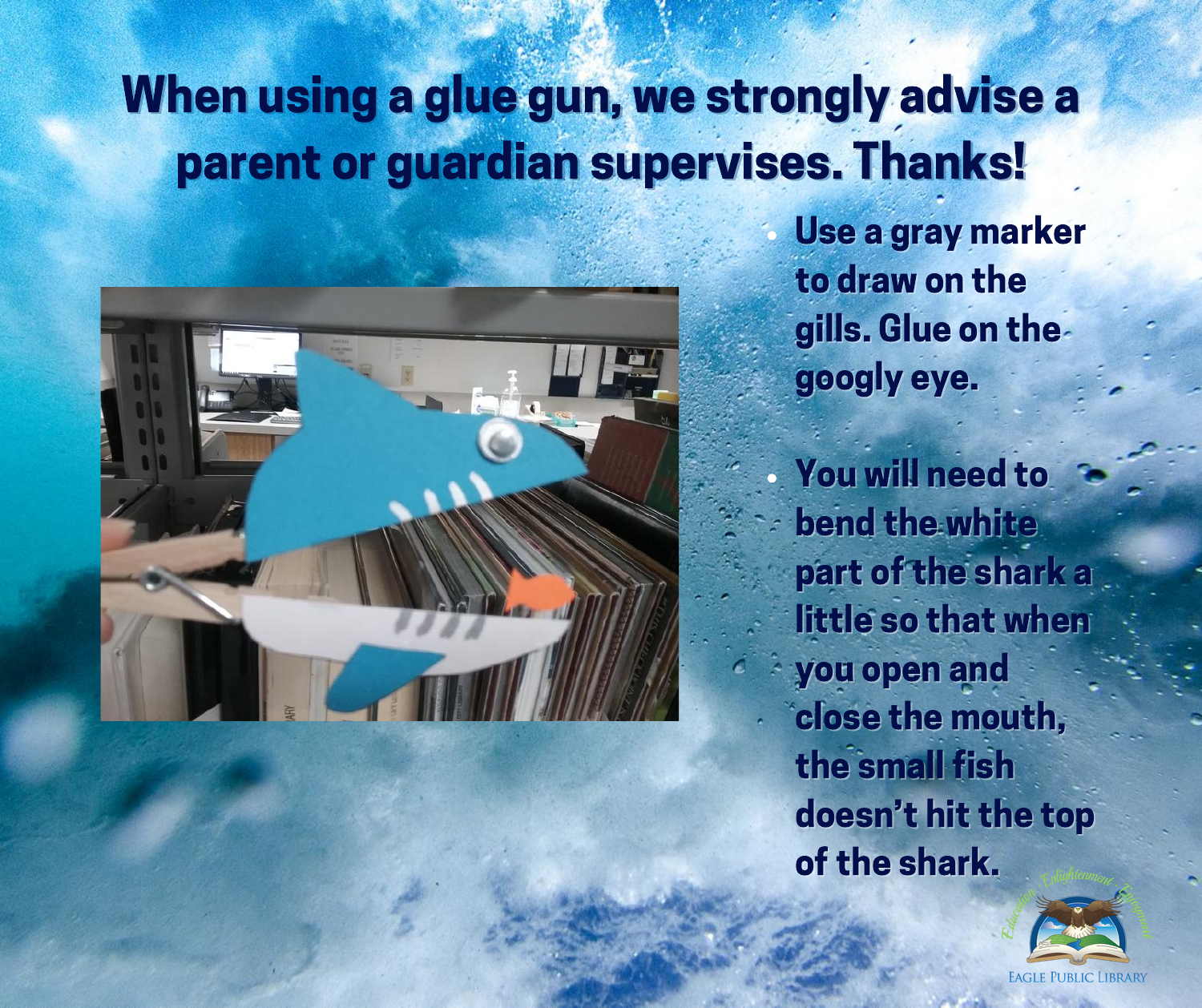# When using a glue gun, we strongly advise a parent or guardian supervises. Thanks!

- Use a gray marker to draw on the gills. Glue on the googly eye.
- You will need to bend the white part of the shark a little so that when you open and close the mouth, the small fish doesn't hit the top of the shark.

Education Enlightenment Enjoyment

EAGLE PUBLIC LIBRARY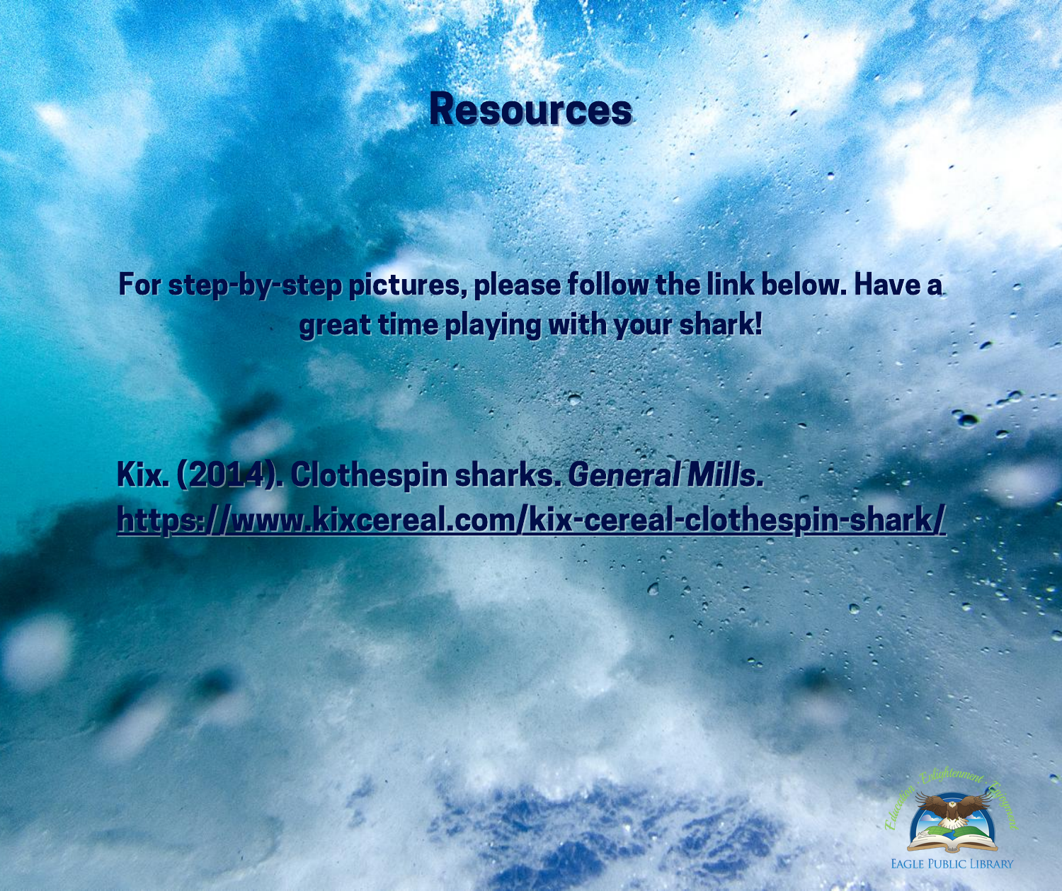# Resources

**For step-by-step pictures, please follow the link below. Have a great time playing with your shark!**

**Kix. (2014). Clothespin sharks. *General Mills.* https://www.kixcereal.com/kix-cereal-clothespin-shark/**

Education Enlightenment Enjoyment

Eagle Public Library